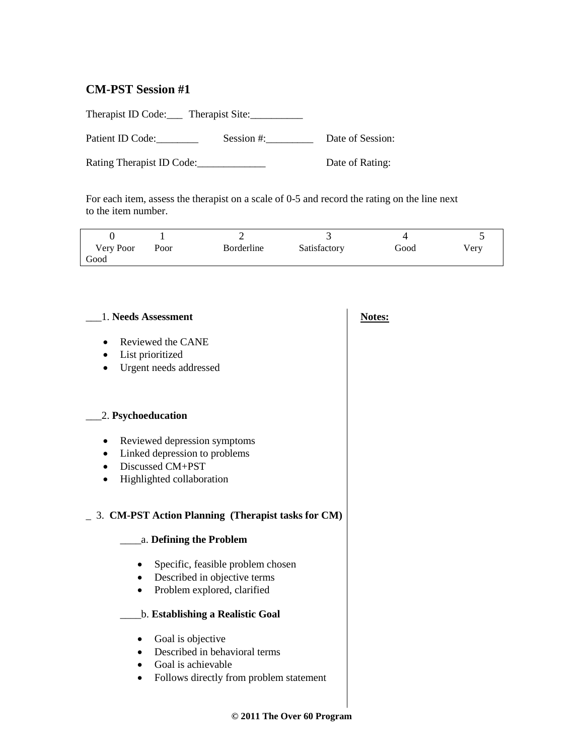# CM-PST Session #1

Therapist ID Code:___ Therapist Site:__________

Patient ID Code:________ Session #:_________ Date of Session:

Rating Therapist ID Code:_____________ Date of Rating:

For each item, assess the therapist on a scale of 0-5 and record the rating on the line next to the item number.

| 0 | 1 | 2 | 3 | 4 | 5 |
|---|---|---|---|---|---|
| Very Poor | Poor | Borderline | Satisfactory | Good | Very Good |

___1. **Needs Assessment**

- Reviewed the CANE
- List prioritized
- Urgent needs addressed

___2. **Psychoeducation**

- Reviewed depression symptoms
- Linked depression to problems
- Discussed CM+PST
- Highlighted collaboration

_ 3. **CM-PST Action Planning (Therapist tasks for CM)**

____a. **Defining the Problem**

- Specific, feasible problem chosen
- Described in objective terms
- Problem explored, clarified

____b. **Establishing a Realistic Goal**

- Goal is objective
- Described in behavioral terms
- Goal is achievable
- Follows directly from problem statement

**Notes:**

**© 2011 The Over 60 Program**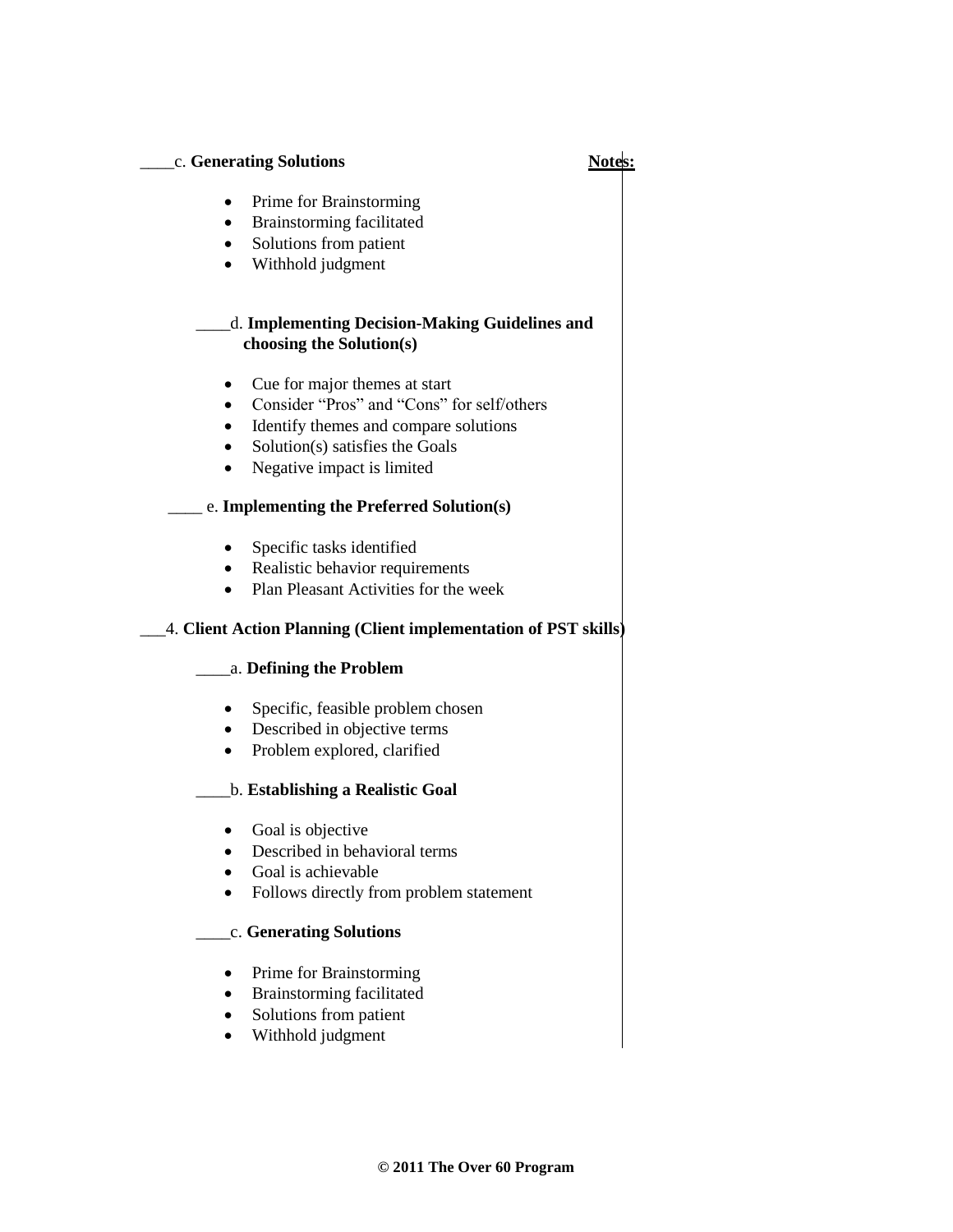____c. **Generating Solutions** **Notes:**

- Prime for Brainstorming
- Brainstorming facilitated
- Solutions from patient
- Withhold judgment

____d. **Implementing Decision-Making Guidelines and choosing the Solution(s)**

- Cue for major themes at start
- Consider "Pros" and "Cons" for self/others
- Identify themes and compare solutions
- Solution(s) satisfies the Goals
- Negative impact is limited

____ e. **Implementing the Preferred Solution(s)**

- Specific tasks identified
- Realistic behavior requirements
- Plan Pleasant Activities for the week

___4. **Client Action Planning (Client implementation of PST skills)**

____a. **Defining the Problem**

- Specific, feasible problem chosen
- Described in objective terms
- Problem explored, clarified

____b. **Establishing a Realistic Goal**

- Goal is objective
- Described in behavioral terms
- Goal is achievable
- Follows directly from problem statement

____c. **Generating Solutions**

- Prime for Brainstorming
- Brainstorming facilitated
- Solutions from patient
- Withhold judgment

**© 2011 The Over 60 Program**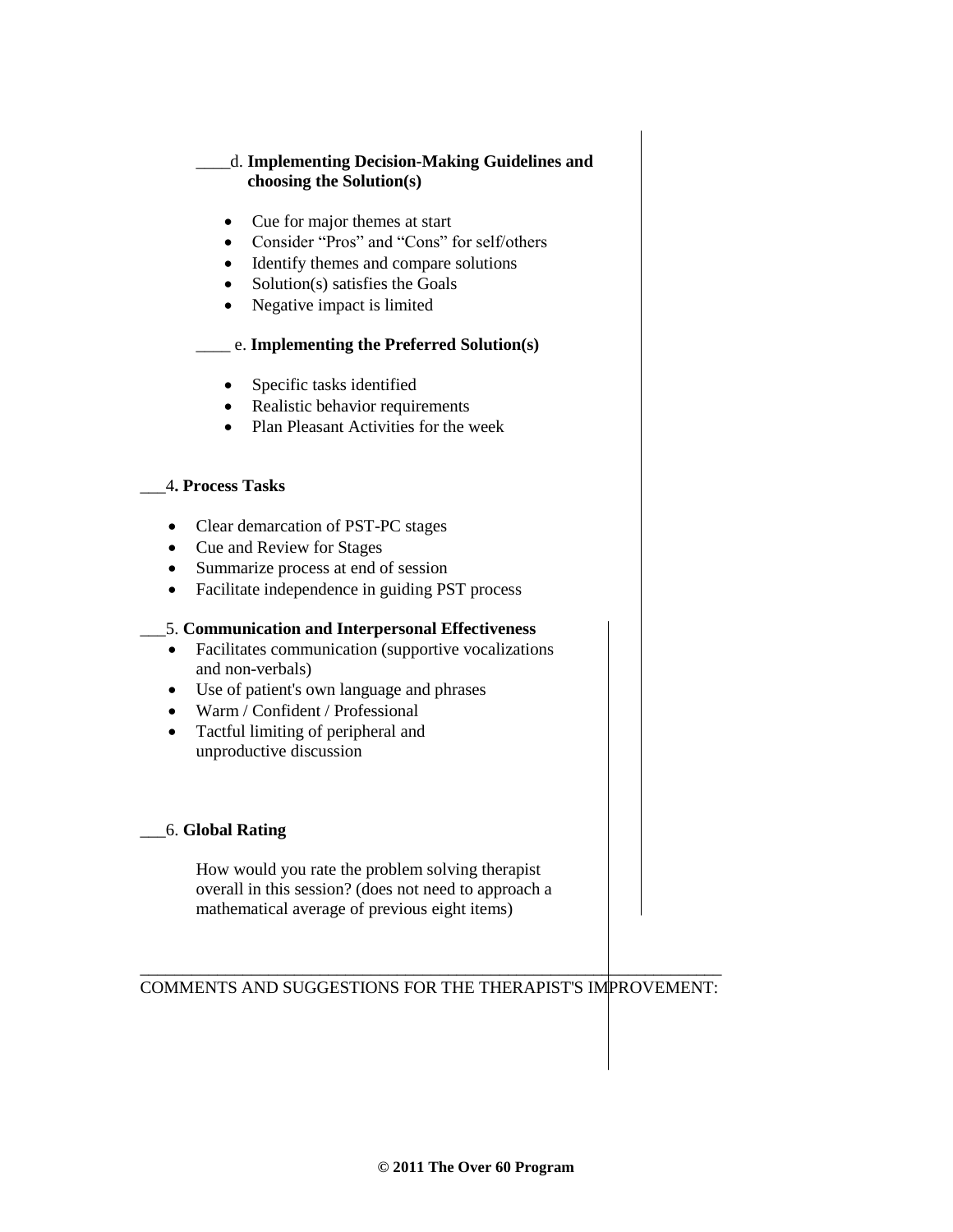____d. **Implementing Decision-Making Guidelines and choosing the Solution(s)**

- Cue for major themes at start
- Consider "Pros" and "Cons" for self/others
- Identify themes and compare solutions
- Solution(s) satisfies the Goals
- Negative impact is limited

____ e. **Implementing the Preferred Solution(s)**

- Specific tasks identified
- Realistic behavior requirements
- Plan Pleasant Activities for the week

___4**. Process Tasks**

- Clear demarcation of PST-PC stages
- Cue and Review for Stages
- Summarize process at end of session
- Facilitate independence in guiding PST process

___5. **Communication and Interpersonal Effectiveness**

- Facilitates communication (supportive vocalizations and non-verbals)
- Use of patient's own language and phrases
- Warm / Confident / Professional
- Tactful limiting of peripheral and unproductive discussion

___6. **Global Rating**

How would you rate the problem solving therapist overall in this session? (does not need to approach a mathematical average of previous eight items)

COMMENTS AND SUGGESTIONS FOR THE THERAPIST'S IMPROVEMENT:

**© 2011 The Over 60 Program**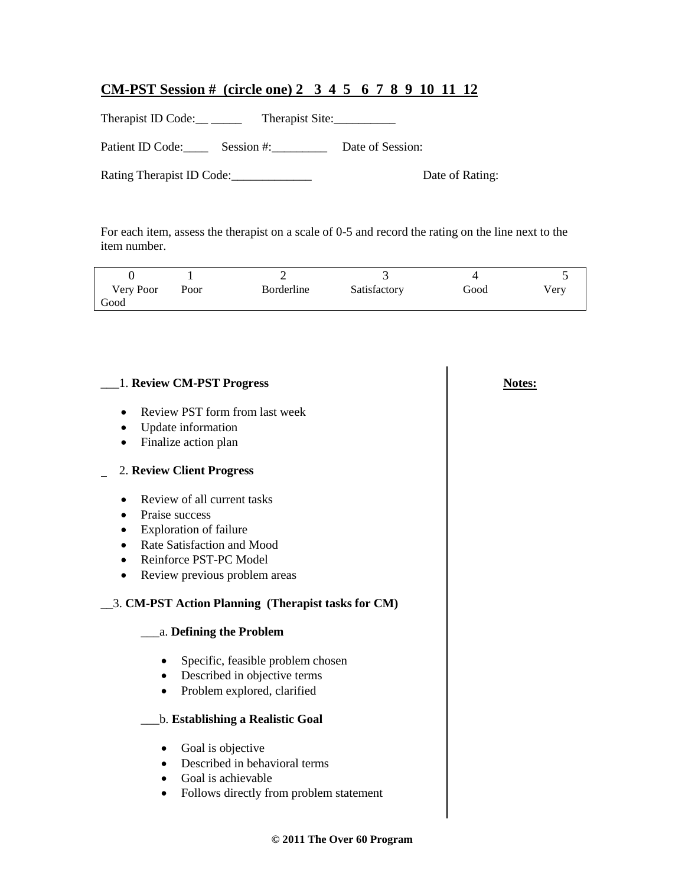## CM-PST Session # (circle one) 2 3 4 5 6 7 8 9 10 11 12

Therapist ID Code:__ _____ Therapist Site:__________

Patient ID Code:____ Session #:_________ Date of Session:

Rating Therapist ID Code:_____________ Date of Rating:

For each item, assess the therapist on a scale of 0-5 and record the rating on the line next to the item number.

| 0 | 1 | 2 | 3 | 4 | 5 |
|---|---|---|---|---|---|
| Very Poor | Poor | Borderline | Satisfactory | Good | Very Good |

**Notes:**

___1. **Review CM-PST Progress**

- Review PST form from last week
- Update information
- Finalize action plan

_ 2. **Review Client Progress**

- Review of all current tasks
- Praise success
- Exploration of failure
- Rate Satisfaction and Mood
- Reinforce PST-PC Model
- Review previous problem areas

__3. **CM-PST Action Planning (Therapist tasks for CM)**

___a. **Defining the Problem**

- Specific, feasible problem chosen
- Described in objective terms
- Problem explored, clarified

___b. **Establishing a Realistic Goal**

- Goal is objective
- Described in behavioral terms
- Goal is achievable
- Follows directly from problem statement

**© 2011 The Over 60 Program**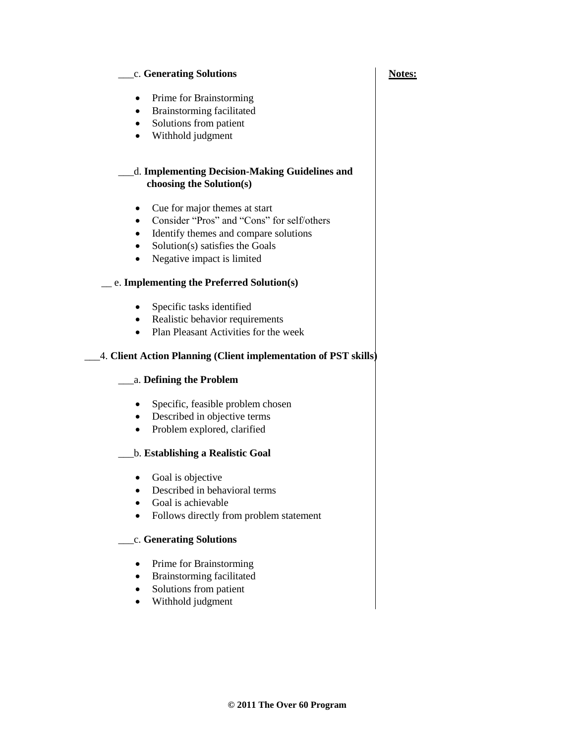___c. **Generating Solutions**

- Prime for Brainstorming
- Brainstorming facilitated
- Solutions from patient
- Withhold judgment

___d. **Implementing Decision-Making Guidelines and choosing the Solution(s)**

- Cue for major themes at start
- Consider "Pros" and "Cons" for self/others
- Identify themes and compare solutions
- Solution(s) satisfies the Goals
- Negative impact is limited

__ e. **Implementing the Preferred Solution(s)**

- Specific tasks identified
- Realistic behavior requirements
- Plan Pleasant Activities for the week

___4. **Client Action Planning (Client implementation of PST skills)**

___a. **Defining the Problem**

- Specific, feasible problem chosen
- Described in objective terms
- Problem explored, clarified

___b. **Establishing a Realistic Goal**

- Goal is objective
- Described in behavioral terms
- Goal is achievable
- Follows directly from problem statement

___c. **Generating Solutions**

- Prime for Brainstorming
- Brainstorming facilitated
- Solutions from patient
- Withhold judgment

**Notes:**

**© 2011 The Over 60 Program**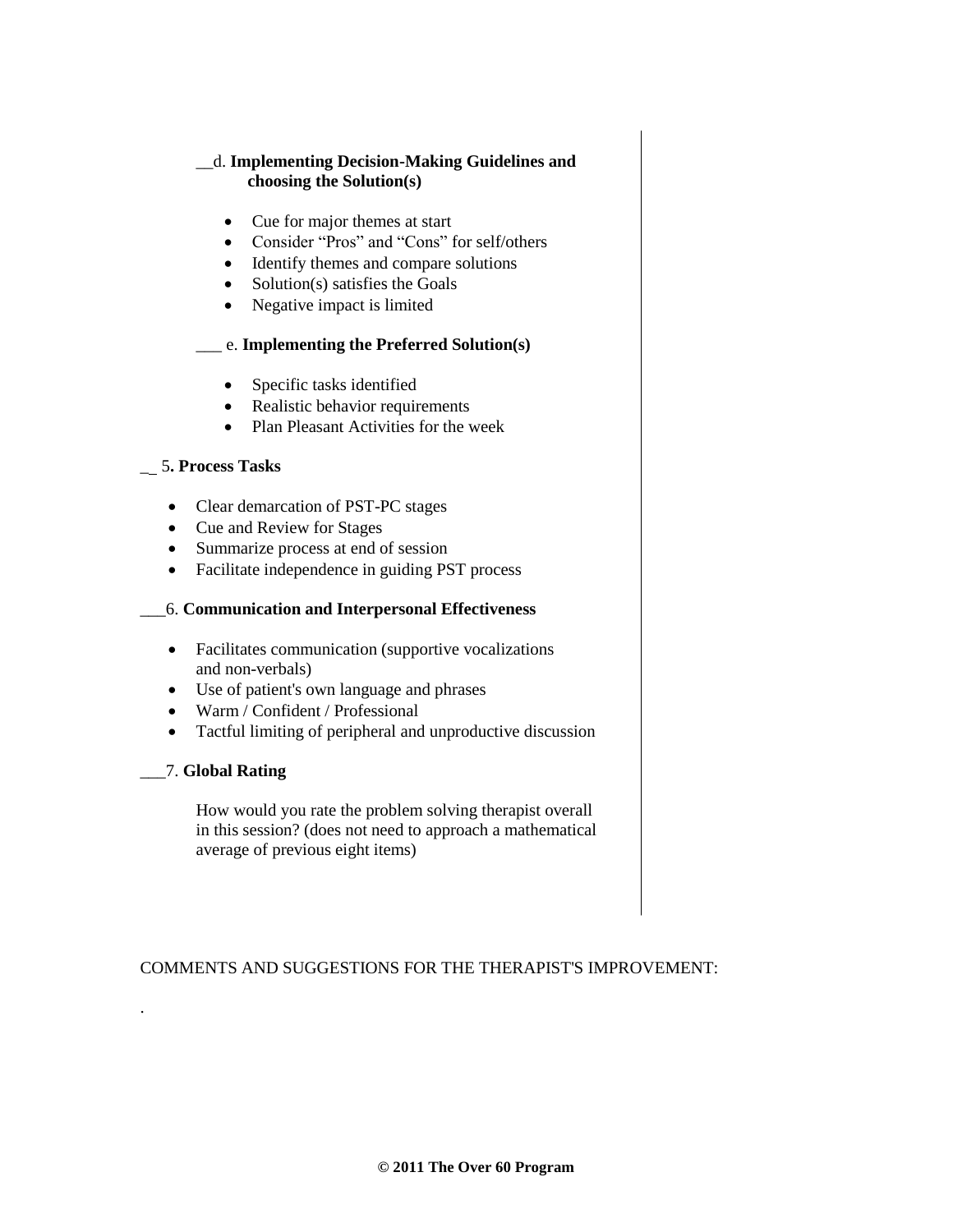__d. **Implementing Decision-Making Guidelines and choosing the Solution(s)**

- Cue for major themes at start
- Consider "Pros" and "Cons" for self/others
- Identify themes and compare solutions
- Solution(s) satisfies the Goals
- Negative impact is limited

___ e. **Implementing the Preferred Solution(s)**

- Specific tasks identified
- Realistic behavior requirements
- Plan Pleasant Activities for the week

_ _ 5**. Process Tasks**

- Clear demarcation of PST-PC stages
- Cue and Review for Stages
- Summarize process at end of session
- Facilitate independence in guiding PST process

___6. **Communication and Interpersonal Effectiveness**

- Facilitates communication (supportive vocalizations and non-verbals)
- Use of patient's own language and phrases
- Warm / Confident / Professional
- Tactful limiting of peripheral and unproductive discussion

___7. **Global Rating**

How would you rate the problem solving therapist overall in this session? (does not need to approach a mathematical average of previous eight items)

COMMENTS AND SUGGESTIONS FOR THE THERAPIST'S IMPROVEMENT:

.

**© 2011 The Over 60 Program**